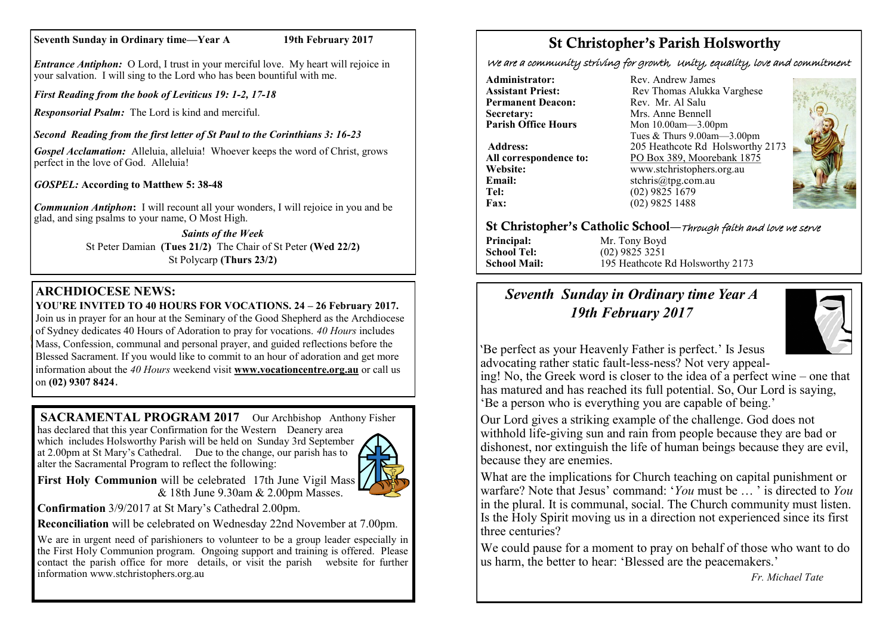**Seventh Sunday in Ordinary time—Year A** **19th February 2017**

***Entrance Antiphon:*** O Lord, I trust in your merciful love. My heart will rejoice in your salvation. I will sing to the Lord who has been bountiful with me.

***First Reading from the book of Leviticus 19: 1-2, 17-18***

***Responsorial Psalm:*** The Lord is kind and merciful.

***Second Reading from the first letter of St Paul to the Corinthians 3: 16-23***

***Gospel Acclamation:*** Alleluia, alleluia! Whoever keeps the word of Christ, grows perfect in the love of God. Alleluia!

***GOSPEL:* According to Matthew 5: 38-48**

***Communion Antiphon*:** I will recount all your wonders, I will rejoice in you and be glad, and sing psalms to your name, O Most High.

***Saints of the Week***

St Peter Damian **(Tues 21/2)** The Chair of St Peter **(Wed 22/2)**
St Polycarp **(Thurs 23/2)**

## ARCHDIOCESE NEWS:

**YOU'RE INVITED TO 40 HOURS FOR VOCATIONS. 24 – 26 February 2017.** Join us in prayer for an hour at the Seminary of the Good Shepherd as the Archdiocese of Sydney dedicates 40 Hours of Adoration to pray for vocations. *40 Hours* includes Mass, Confession, communal and personal prayer, and guided reflections before the Blessed Sacrament. If you would like to commit to an hour of adoration and get more information about the *40 Hours* weekend visit **www.vocationcentre.org.au** or call us on **(02) 9307 8424**.

**SACRAMENTAL PROGRAM 2017** Our Archbishop Anthony Fisher has declared that this year Confirmation for the Western Deanery area which includes Holsworthy Parish will be held on Sunday 3rd September at 2.00pm at St Mary's Cathedral. Due to the change, our parish has to alter the Sacramental Program to reflect the following:

**First Holy Communion** will be celebrated 17th June Vigil Mass & 18th June 9.30am & 2.00pm Masses.

**Confirmation** 3/9/2017 at St Mary's Cathedral 2.00pm.

**Reconciliation** will be celebrated on Wednesday 22nd November at 7.00pm.

We are in urgent need of parishioners to volunteer to be a group leader especially in the First Holy Communion program. Ongoing support and training is offered. Please contact the parish office for more details, or visit the parish website for further information www.stchristophers.org.au

# St Christopher's Parish Holsworthy

*We are a community striving for growth, Unity, equality, love and commitment*

**Administrator:** Rev. Andrew James
**Assistant Priest:** Rev Thomas Alukka Varghese
**Permanent Deacon:** Rev. Mr. Al Salu
**Secretary:** Mrs. Anne Bennell
**Parish Office Hours** Mon 10.00am—3.00pm
Tues & Thurs 9.00am—3.00pm
**Address:** 205 Heathcote Rd Holsworthy 2173
**All correspondence to:** PO Box 389, Moorebank 1875
**Website:** www.stchristophers.org.au
**Email:** stchris@tpg.com.au
**Tel:** (02) 9825 1679
**Fax:** (02) 9825 1488

## St Christopher's Catholic School—*Through faith and love we serve*

**Principal:** Mr. Tony Boyd
**School Tel:** (02) 9825 3251
**School Mail:** 195 Heathcote Rd Holsworthy 2173

## *Seventh Sunday in Ordinary time Year A*
## *19th February 2017*

'Be perfect as your Heavenly Father is perfect.' Is Jesus advocating rather static fault-less-ness? Not very appealing! No, the Greek word is closer to the idea of a perfect wine – one that has matured and has reached its full potential. So, Our Lord is saying, 'Be a person who is everything you are capable of being.'

Our Lord gives a striking example of the challenge. God does not withhold life-giving sun and rain from people because they are bad or dishonest, nor extinguish the life of human beings because they are evil, because they are enemies.

What are the implications for Church teaching on capital punishment or warfare? Note that Jesus' command: '*You* must be … ' is directed to *You* in the plural. It is communal, social. The Church community must listen. Is the Holy Spirit moving us in a direction not experienced since its first three centuries?

We could pause for a moment to pray on behalf of those who want to do us harm, the better to hear: 'Blessed are the peacemakers.'

*Fr. Michael Tate*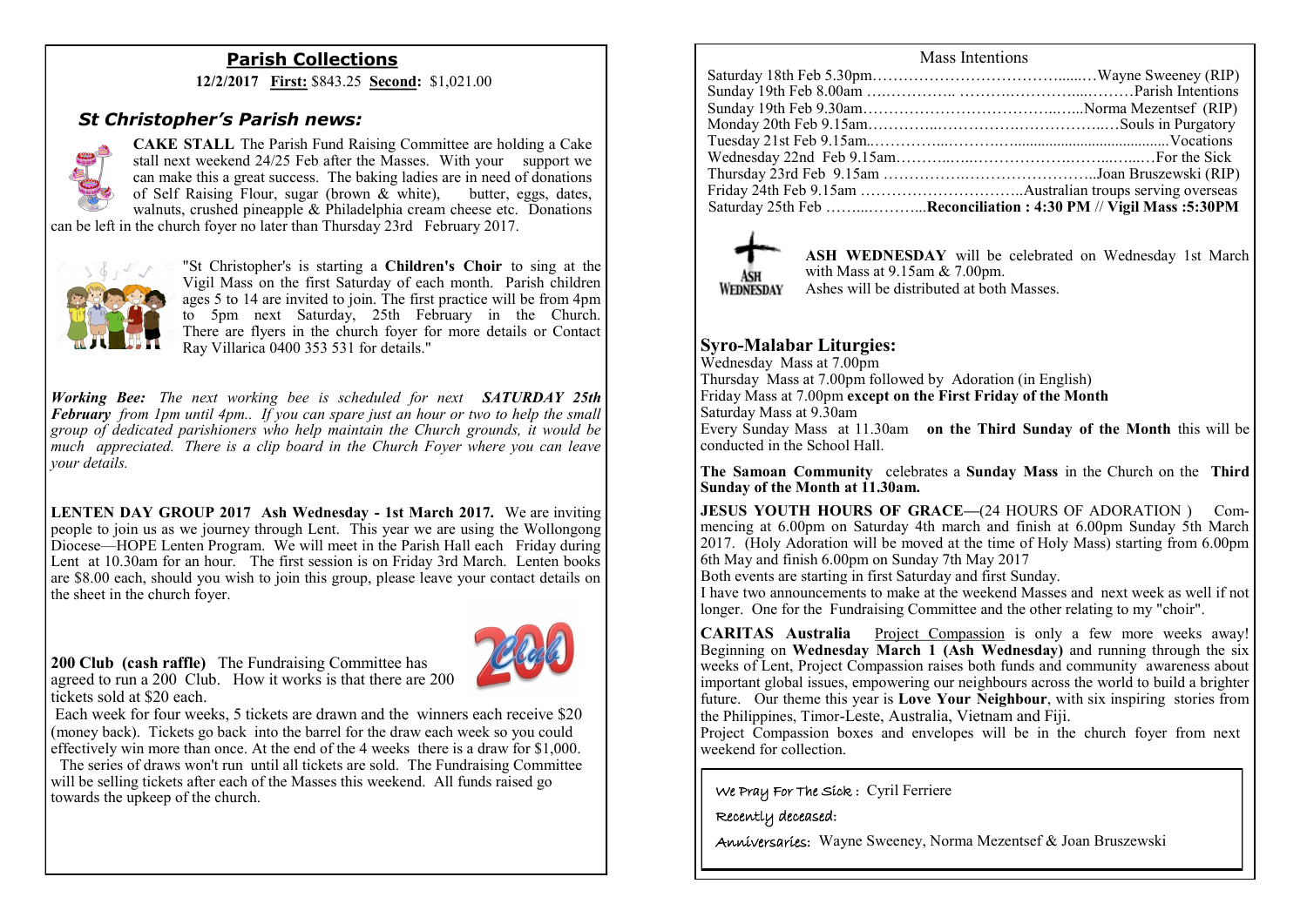## Parish Collections

**12/2/2017 First:** $843.25 **Second:** $1,021.00

### *St Christopher's Parish news:*

**CAKE STALL** The Parish Fund Raising Committee are holding a Cake stall next weekend 24/25 Feb after the Masses. With your support we can make this a great success. The baking ladies are in need of donations of Self Raising Flour, sugar (brown & white), butter, eggs, dates, walnuts, crushed pineapple & Philadelphia cream cheese etc. Donations can be left in the church foyer no later than Thursday 23rd February 2017.

"St Christopher's is starting a **Children's Choir** to sing at the Vigil Mass on the first Saturday of each month. Parish children ages 5 to 14 are invited to join. The first practice will be from 4pm to 5pm next Saturday, 25th February in the Church. There are flyers in the church foyer for more details or Contact Ray Villarica 0400 353 531 for details."

***Working Bee:*** *The next working bee is scheduled for next* ***SATURDAY 25th February*** *from 1pm until 4pm.. If you can spare just an hour or two to help the small group of dedicated parishioners who help maintain the Church grounds, it would be much appreciated. There is a clip board in the Church Foyer where you can leave your details.*

**LENTEN DAY GROUP 2017 Ash Wednesday - 1st March 2017.** We are inviting people to join us as we journey through Lent. This year we are using the Wollongong Diocese—HOPE Lenten Program. We will meet in the Parish Hall each Friday during Lent at 10.30am for an hour. The first session is on Friday 3rd March. Lenten books are $8.00 each, should you wish to join this group, please leave your contact details on the sheet in the church foyer.

**200 Club (cash raffle)** The Fundraising Committee has agreed to run a 200 Club. How it works is that there are 200 tickets sold at $20 each.

Each week for four weeks, 5 tickets are drawn and the winners each receive $20 (money back). Tickets go back into the barrel for the draw each week so you could effectively win more than once. At the end of the 4 weeks there is a draw for $1,000.

The series of draws won't run until all tickets are sold. The Fundraising Committee will be selling tickets after each of the Masses this weekend. All funds raised go towards the upkeep of the church.

### Mass Intentions

Saturday 18th Feb 5.30pm……………………………………Wayne Sweeney (RIP)
Sunday 19th Feb 8.00am ……………………………………Parish Intentions
Sunday 19th Feb 9.30am……………………………………Norma Mezentsef (RIP)
Monday 20th Feb 9.15am……………………………………Souls in Purgatory
Tuesday 21st Feb 9.15am……………………………………Vocations
Wednesday 22nd Feb 9.15am……………………………………For the Sick
Thursday 23rd Feb 9.15am ……………………………………Joan Bruszewski (RIP)
Friday 24th Feb 9.15am ……………………………………Australian troups serving overseas
Saturday 25th Feb ………………**Reconciliation : 4:30 PM // Vigil Mass :5:30PM**

**ASH WEDNESDAY** will be celebrated on Wednesday 1st March with Mass at 9.15am & 7.00pm.
Ashes will be distributed at both Masses.

### Syro-Malabar Liturgies:

Wednesday Mass at 7.00pm
Thursday Mass at 7.00pm followed by Adoration (in English)
Friday Mass at 7.00pm **except on the First Friday of the Month**
Saturday Mass at 9.30am
Every Sunday Mass at 11.30am **on the Third Sunday of the Month** this will be conducted in the School Hall.

**The Samoan Community** celebrates a **Sunday Mass** in the Church on the **Third Sunday of the Month at 11.30am.**

**JESUS YOUTH HOURS OF GRACE—**(24 HOURS OF ADORATION ) Commencing at 6.00pm on Saturday 4th march and finish at 6.00pm Sunday 5th March 2017. (Holy Adoration will be moved at the time of Holy Mass) starting from 6.00pm 6th May and finish 6.00pm on Sunday 7th May 2017
Both events are starting in first Saturday and first Sunday.
I have two announcements to make at the weekend Masses and next week as well if not longer. One for the Fundraising Committee and the other relating to my "choir".

**CARITAS Australia** Project Compassion is only a few more weeks away! Beginning on **Wednesday March 1 (Ash Wednesday)** and running through the six weeks of Lent, Project Compassion raises both funds and community awareness about important global issues, empowering our neighbours across the world to build a brighter future. Our theme this year is **Love Your Neighbour**, with six inspiring stories from the Philippines, Timor-Leste, Australia, Vietnam and Fiji.
Project Compassion boxes and envelopes will be in the church foyer from next weekend for collection.

We Pray For The Sick : Cyril Ferriere

Recently deceased:

Anniversaries: Wayne Sweeney, Norma Mezentsef & Joan Bruszewski